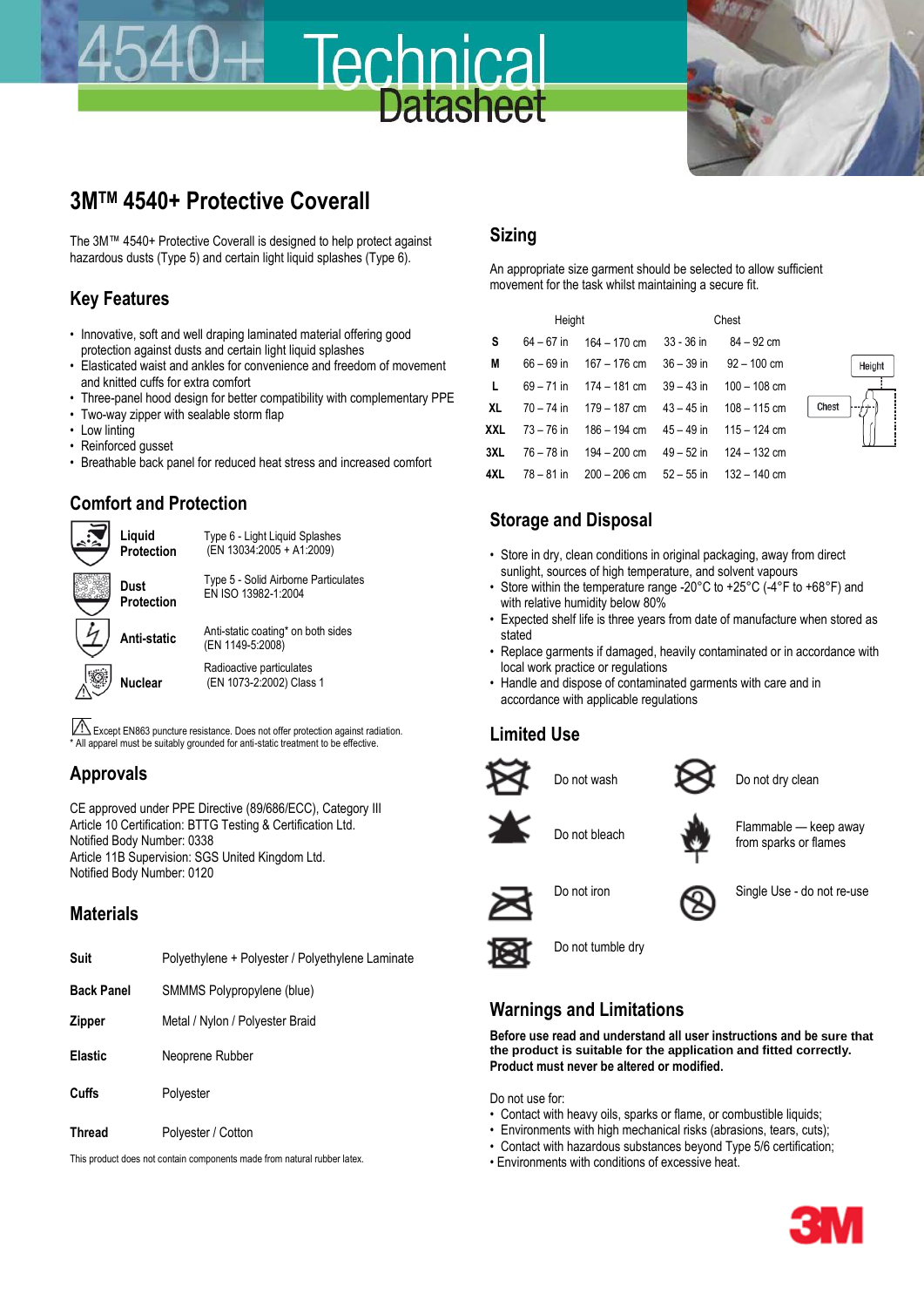# 4540+ Technical Datasheet

## 3M™ 4540+ Protective Coverall

The 3M™ 4540+ Protective Coverall is designed to help protect against hazardous dusts (Type 5) and certain light liquid splashes (Type 6).

## Key Features

- Innovative, soft and well draping laminated material offering good protection against dusts and certain light liquid splashes
- Elasticated waist and ankles for convenience and freedom of movement and knitted cuffs for extra comfort
- Three-panel hood design for better compatibility with complementary PPE
- Two-way zipper with sealable storm flap
- Low linting
- Reinforced gusset
- Breathable back panel for reduced heat stress and increased comfort

## Comfort and Protection

| | |
|---|---|
| **Liquid Protection** | Type 6 - Light Liquid Splashes (EN 13034:2005 + A1:2009) |
| **Dust Protection** | Type 5 - Solid Airborne Particulates EN ISO 13982-1:2004 |
| **Anti-static** | Anti-static coating* on both sides (EN 1149-5:2008) |
| **Nuclear** | Radioactive particulates (EN 1073-2:2002) Class 1 |

⚠ Except EN863 puncture resistance. Does not offer protection against radiation.
\* All apparel must be suitably grounded for anti-static treatment to be effective.

## Approvals

CE approved under PPE Directive (89/686/ECC), Category III
Article 10 Certification: BTTG Testing & Certification Ltd.
Notified Body Number: 0338
Article 11B Supervision: SGS United Kingdom Ltd.
Notified Body Number: 0120

## Materials

| | |
|---|---|
| **Suit** | Polyethylene + Polyester / Polyethylene Laminate |
| **Back Panel** | SMMMS Polypropylene (blue) |
| **Zipper** | Metal / Nylon / Polyester Braid |
| **Elastic** | Neoprene Rubber |
| **Cuffs** | Polyester |
| **Thread** | Polyester / Cotton |

This product does not contain components made from natural rubber latex.

## Sizing

An appropriate size garment should be selected to allow sufficient movement for the task whilst maintaining a secure fit.

| | Height | | Chest | |
|---|---|---|---|---|
| **S** | 64 – 67 in | 164 – 170 cm | 33 - 36 in | 84 – 92 cm |
| **M** | 66 – 69 in | 167 – 176 cm | 36 – 39 in | 92 – 100 cm |
| **L** | 69 – 71 in | 174 – 181 cm | 39 – 43 in | 100 – 108 cm |
| **XL** | 70 – 74 in | 179 – 187 cm | 43 – 45 in | 108 – 115 cm |
| **XXL** | 73 – 76 in | 186 – 194 cm | 45 – 49 in | 115 – 124 cm |
| **3XL** | 76 – 78 in | 194 – 200 cm | 49 – 52 in | 124 – 132 cm |
| **4XL** | 78 – 81 in | 200 – 206 cm | 52 – 55 in | 132 – 140 cm |

## Storage and Disposal

- Store in dry, clean conditions in original packaging, away from direct sunlight, sources of high temperature, and solvent vapours
- Store within the temperature range -20°C to +25°C (-4°F to +68°F) and with relative humidity below 80%
- Expected shelf life is three years from date of manufacture when stored as stated
- Replace garments if damaged, heavily contaminated or in accordance with local work practice or regulations
- Handle and dispose of contaminated garments with care and in accordance with applicable regulations

## Limited Use

- Do not wash
- Do not dry clean
- Do not bleach
- Flammable — keep away from sparks or flames
- Do not iron
- Single Use - do not re-use
- Do not tumble dry

## Warnings and Limitations

**Before use read and understand all user instructions and be sure that the product is suitable for the application and fitted correctly. Product must never be altered or modified.**

Do not use for:

- Contact with heavy oils, sparks or flame, or combustible liquids;
- Environments with high mechanical risks (abrasions, tears, cuts);
- Contact with hazardous substances beyond Type 5/6 certification;
- Environments with conditions of excessive heat.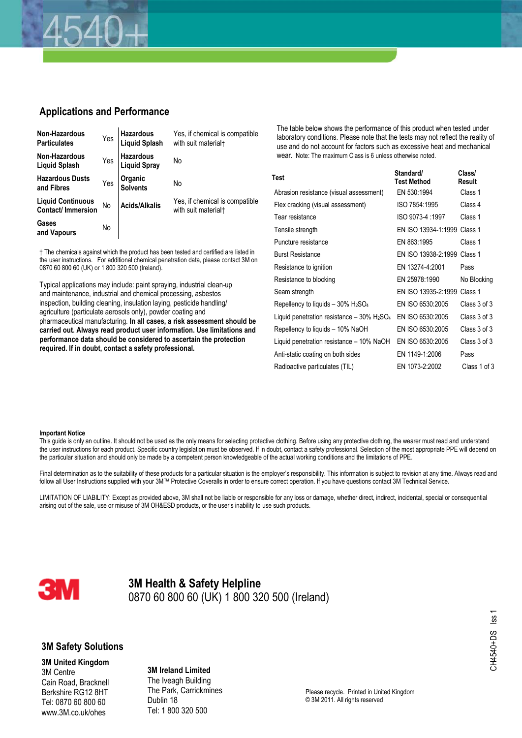# 4540+

## Applications and Performance

| | | | |
|---|---|---|---|
| **Non-Hazardous Particulates** | Yes | **Hazardous Liquid Splash** | Yes, if chemical is compatible with suit material† |
| **Non-Hazardous Liquid Splash** | Yes | **Hazardous Liquid Spray** | No |
| **Hazardous Dusts and Fibres** | Yes | **Organic Solvents** | No |
| **Liquid Continuous Contact/ Immersion** | No | **Acids/Alkalis** | Yes, if chemical is compatible with suit material† |
| **Gases and Vapours** | No | | |

† The chemicals against which the product has been tested and certified are listed in the user instructions. For additional chemical penetration data, please contact 3M on 0870 60 800 60 (UK) or 1 800 320 500 (Ireland).

Typical applications may include: paint spraying, industrial clean-up and maintenance, industrial and chemical processing, asbestos inspection, building cleaning, insulation laying, pesticide handling/ agriculture (particulate aerosols only), powder coating and pharmaceutical manufacturing. **In all cases, a risk assessment should be carried out. Always read product user information. Use limitations and performance data should be considered to ascertain the protection required. If in doubt, contact a safety professional.**

The table below shows the performance of this product when tested under laboratory conditions. Please note that the tests may not reflect the reality of use and do not account for factors such as excessive heat and mechanical wear. Note: The maximum Class is 6 unless otherwise noted.

| Test | Standard/ Test Method | Class/ Result |
|---|---|---|
| Abrasion resistance (visual assessment) | EN 530:1994 | Class 1 |
| Flex cracking (visual assessment) | ISO 7854:1995 | Class 4 |
| Tear resistance | ISO 9073-4 :1997 | Class 1 |
| Tensile strength | EN ISO 13934-1:1999 | Class 1 |
| Puncture resistance | EN 863:1995 | Class 1 |
| Burst Resistance | EN ISO 13938-2:1999 | Class 1 |
| Resistance to ignition | EN 13274-4:2001 | Pass |
| Resistance to blocking | EN 25978:1990 | No Blocking |
| Seam strength | EN ISO 13935-2:1999 | Class 1 |
| Repellency to liquids – 30% $H_2SO_4$ | EN ISO 6530:2005 | Class 3 of 3 |
| Liquid penetration resistance – 30% $H_2SO_4$ | EN ISO 6530:2005 | Class 3 of 3 |
| Repellency to liquids – 10% NaOH | EN ISO 6530:2005 | Class 3 of 3 |
| Liquid penetration resistance – 10% NaOH | EN ISO 6530:2005 | Class 3 of 3 |
| Anti-static coating on both sides | EN 1149-1:2006 | Pass |
| Radioactive particulates (TIL) | EN 1073-2:2002 | Class 1 of 3 |

**Important Notice**

This guide is only an outline. It should not be used as the only means for selecting protective clothing. Before using any protective clothing, the wearer must read and understand the user instructions for each product. Specific country legislation must be observed. If in doubt, contact a safety professional. Selection of the most appropriate PPE will depend on the particular situation and should only be made by a competent person knowledgeable of the actual working conditions and the limitations of PPE.

Final determination as to the suitability of these products for a particular situation is the employer's responsibility. This information is subject to revision at any time. Always read and follow all User Instructions supplied with your 3M™ Protective Coveralls in order to ensure correct operation. If you have questions contact 3M Technical Service.

LIMITATION OF LIABILITY: Except as provided above, 3M shall not be liable or responsible for any loss or damage, whether direct, indirect, incidental, special or consequential arising out of the sale, use or misuse of 3M OH&ESD products, or the user's inability to use such products.

3M

## 3M Health & Safety Helpline

0870 60 800 60 (UK) 1 800 320 500 (Ireland)

## 3M Safety Solutions

**3M United Kingdom**
3M Centre
Cain Road, Bracknell
Berkshire RG12 8HT
Tel: 0870 60 800 60
www.3M.co.uk/ohes

**3M Ireland Limited**
The Iveagh Building
The Park, Carrickmines
Dublin 18
Tel: 1 800 320 500

Please recycle. Printed in United Kingdom
© 3M 2011. All rights reserved

CH4540+DS Iss 1